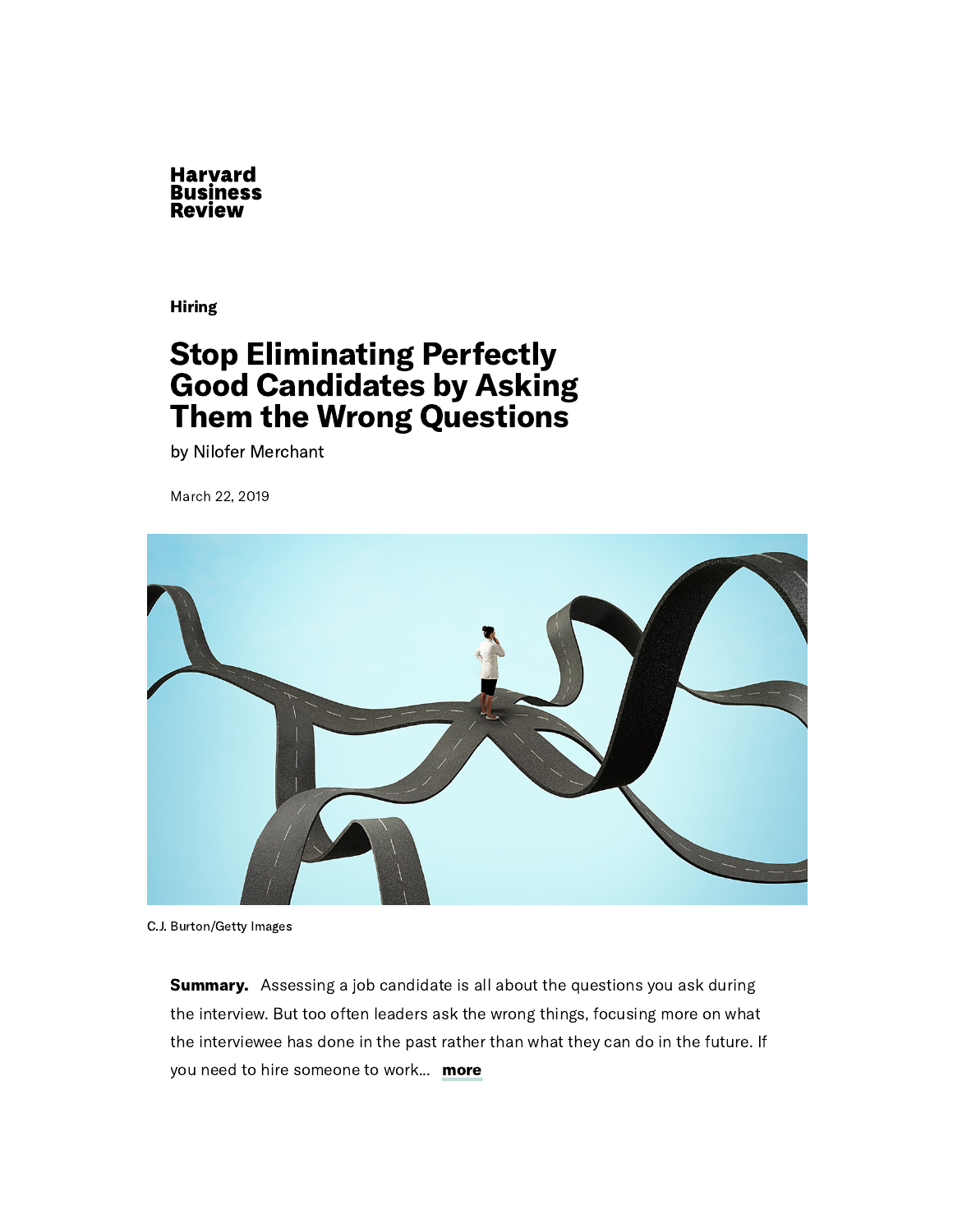Harvard Business Review

**Hiring**

# Stop Eliminating Perfectly Good Candidates by Asking Them the Wrong Questions

by Nilofer Merchant

March 22, 2019

C.J. Burton/Getty Images

**Summary.** Assessing a job candidate is all about the questions you ask during the interview. But too often leaders ask the wrong things, focusing more on what the interviewee has done in the past rather than what they can do in the future. If you need to hire someone to work... **more**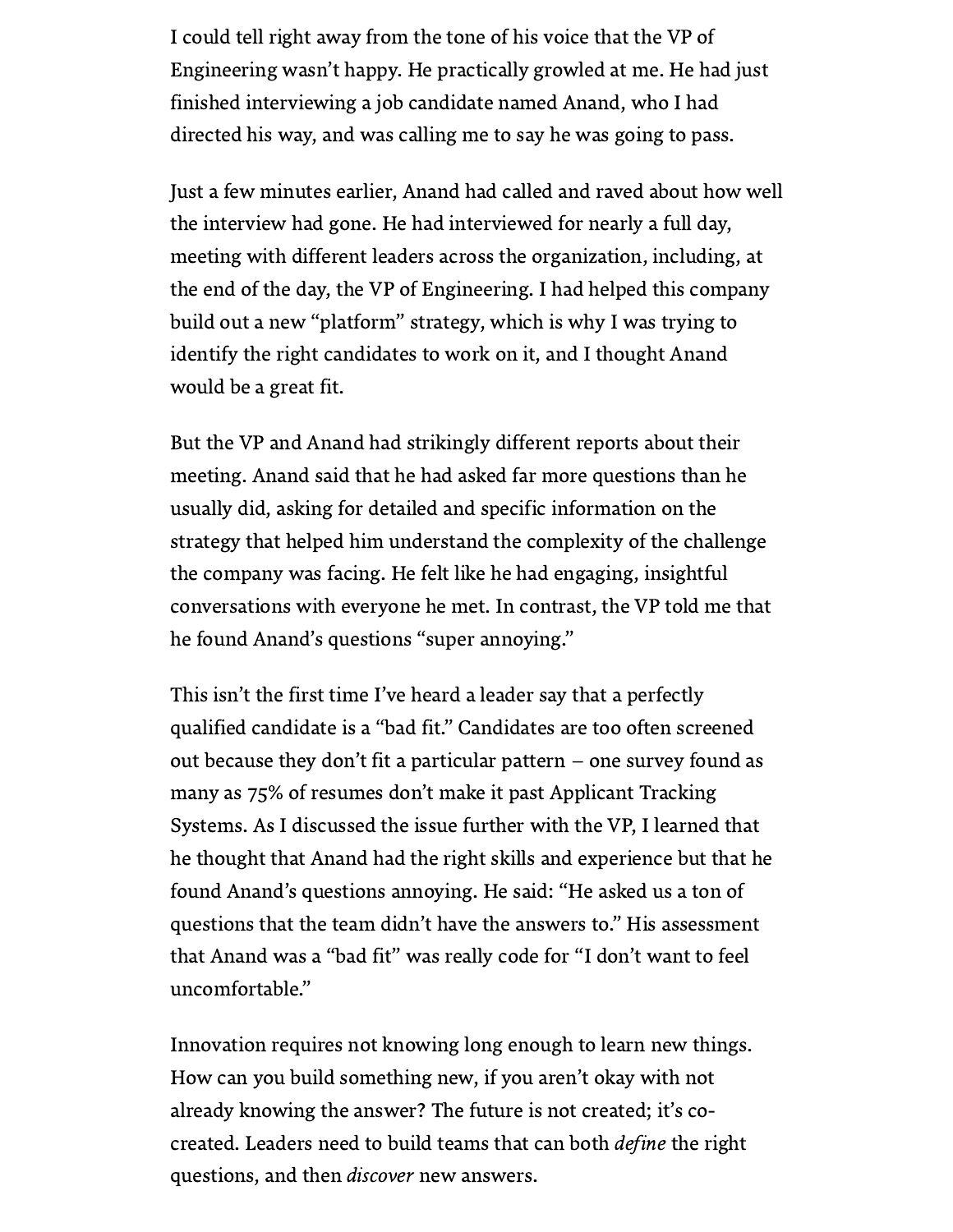I could tell right away from the tone of his voice that the VP of Engineering wasn't happy. He practically growled at me. He had just finished interviewing a job candidate named Anand, who I had directed his way, and was calling me to say he was going to pass.

Just a few minutes earlier, Anand had called and raved about how well the interview had gone. He had interviewed for nearly a full day, meeting with different leaders across the organization, including, at the end of the day, the VP of Engineering. I had helped this company build out a new "platform" strategy, which is why I was trying to identify the right candidates to work on it, and I thought Anand would be a great fit.

But the VP and Anand had strikingly different reports about their meeting. Anand said that he had asked far more questions than he usually did, asking for detailed and specific information on the strategy that helped him understand the complexity of the challenge the company was facing. He felt like he had engaging, insightful conversations with everyone he met. In contrast, the VP told me that he found Anand's questions "super annoying."

This isn't the first time I've heard a leader say that a perfectly qualified candidate is a "bad fit." Candidates are too often screened out because they don't fit a particular pattern – one survey found as many as 75% of resumes don't make it past Applicant Tracking Systems. As I discussed the issue further with the VP, I learned that he thought that Anand had the right skills and experience but that he found Anand's questions annoying. He said: "He asked us a ton of questions that the team didn't have the answers to." His assessment that Anand was a "bad fit" was really code for "I don't want to feel uncomfortable."

Innovation requires not knowing long enough to learn new things. How can you build something new, if you aren't okay with not already knowing the answer? The future is not created; it's co-created. Leaders need to build teams that can both *define* the right questions, and then *discover* new answers.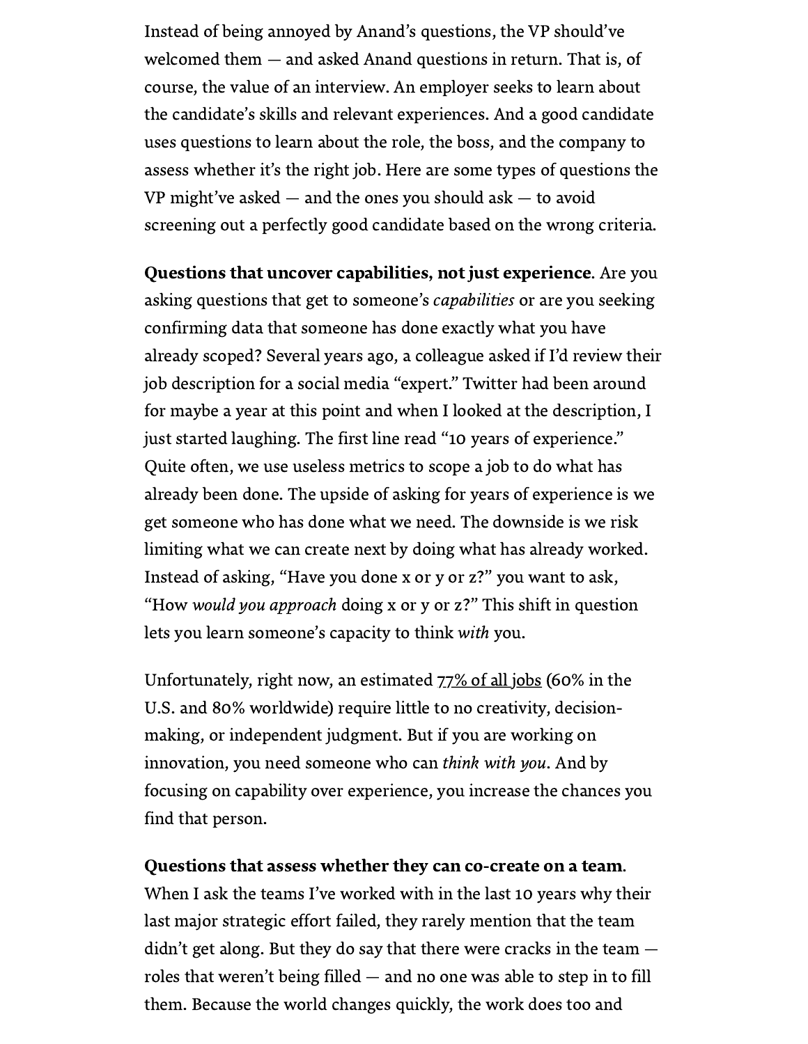Instead of being annoyed by Anand's questions, the VP should've welcomed them — and asked Anand questions in return. That is, of course, the value of an interview. An employer seeks to learn about the candidate's skills and relevant experiences. And a good candidate uses questions to learn about the role, the boss, and the company to assess whether it's the right job. Here are some types of questions the VP might've asked — and the ones you should ask — to avoid screening out a perfectly good candidate based on the wrong criteria.

**Questions that uncover capabilities, not just experience**. Are you asking questions that get to someone's *capabilities* or are you seeking confirming data that someone has done exactly what you have already scoped? Several years ago, a colleague asked if I'd review their job description for a social media "expert." Twitter had been around for maybe a year at this point and when I looked at the description, I just started laughing. The first line read "10 years of experience." Quite often, we use useless metrics to scope a job to do what has already been done. The upside of asking for years of experience is we get someone who has done what we need. The downside is we risk limiting what we can create next by doing what has already worked. Instead of asking, "Have you done x or y or z?" you want to ask, "How *would you approach* doing x or y or z?" This shift in question lets you learn someone's capacity to think *with* you.

Unfortunately, right now, an estimated 77% of all jobs (60% in the U.S. and 80% worldwide) require little to no creativity, decision-making, or independent judgment. But if you are working on innovation, you need someone who can *think with you*. And by focusing on capability over experience, you increase the chances you find that person.

**Questions that assess whether they can co-create on a team**. When I ask the teams I've worked with in the last 10 years why their last major strategic effort failed, they rarely mention that the team didn't get along. But they do say that there were cracks in the team — roles that weren't being filled — and no one was able to step in to fill them. Because the world changes quickly, the work does too and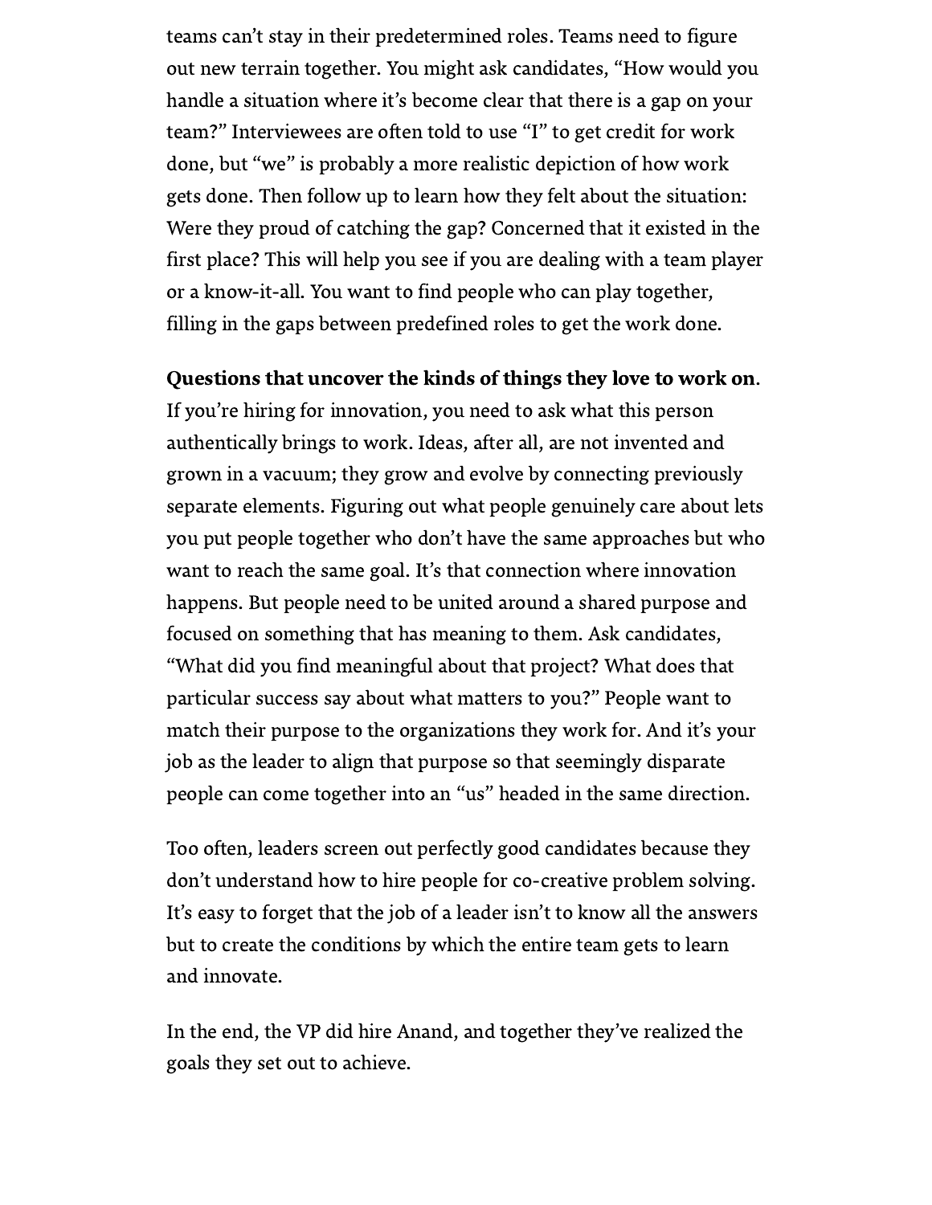teams can’t stay in their predetermined roles. Teams need to figure out new terrain together. You might ask candidates, “How would you handle a situation where it’s become clear that there is a gap on your team?” Interviewees are often told to use “I” to get credit for work done, but “we” is probably a more realistic depiction of how work gets done. Then follow up to learn how they felt about the situation: Were they proud of catching the gap? Concerned that it existed in the first place? This will help you see if you are dealing with a team player or a know-it-all. You want to find people who can play together, filling in the gaps between predefined roles to get the work done.

**Questions that uncover the kinds of things they love to work on**. If you’re hiring for innovation, you need to ask what this person authentically brings to work. Ideas, after all, are not invented and grown in a vacuum; they grow and evolve by connecting previously separate elements. Figuring out what people genuinely care about lets you put people together who don’t have the same approaches but who want to reach the same goal. It’s that connection where innovation happens. But people need to be united around a shared purpose and focused on something that has meaning to them. Ask candidates, “What did you find meaningful about that project? What does that particular success say about what matters to you?” People want to match their purpose to the organizations they work for. And it’s your job as the leader to align that purpose so that seemingly disparate people can come together into an “us” headed in the same direction.

Too often, leaders screen out perfectly good candidates because they don’t understand how to hire people for co-creative problem solving. It’s easy to forget that the job of a leader isn’t to know all the answers but to create the conditions by which the entire team gets to learn and innovate.

In the end, the VP did hire Anand, and together they’ve realized the goals they set out to achieve.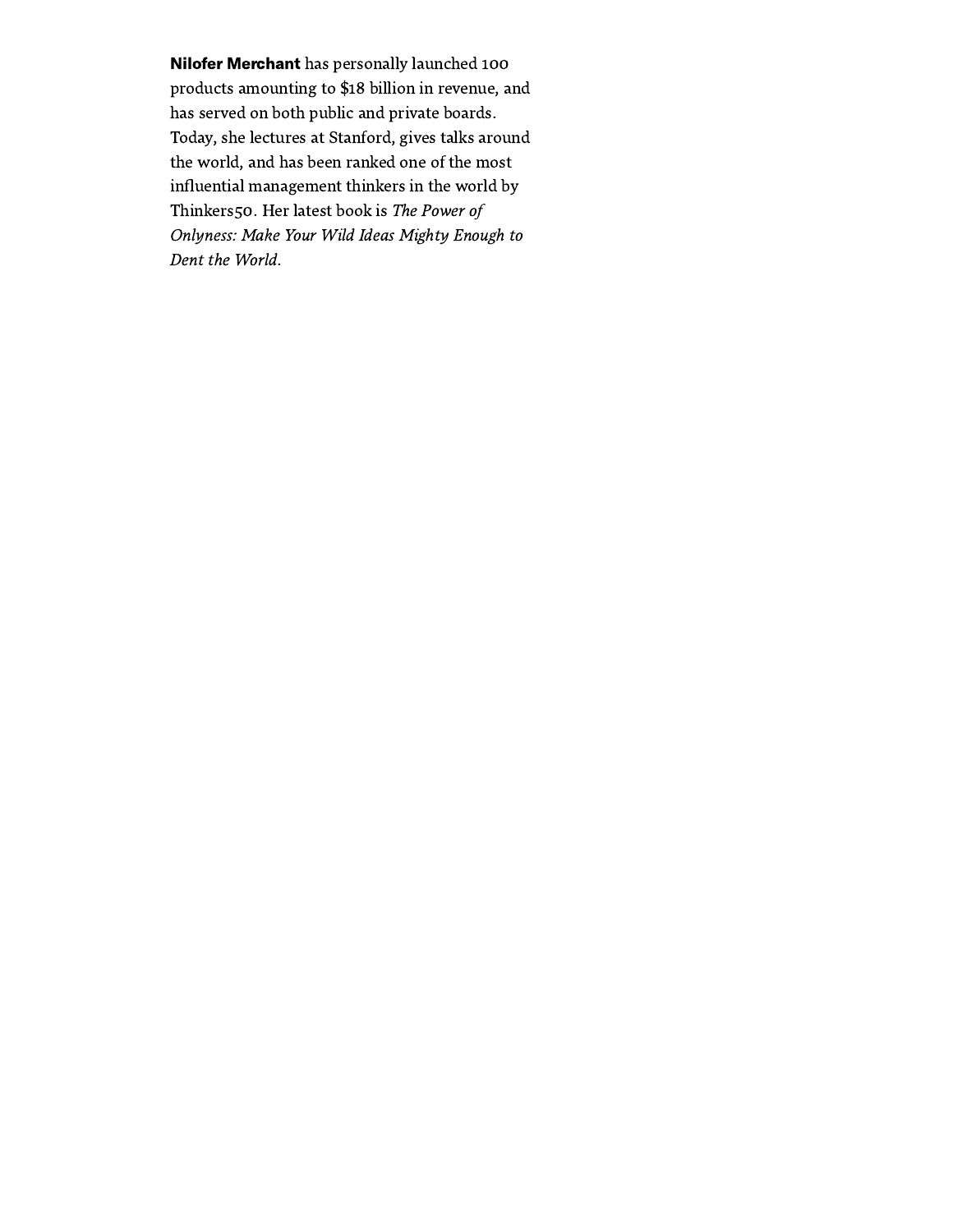**Nilofer Merchant** has personally launched 100 products amounting to $18 billion in revenue, and has served on both public and private boards. Today, she lectures at Stanford, gives talks around the world, and has been ranked one of the most influential management thinkers in the world by Thinkers50. Her latest book is *The Power of Onlyness: Make Your Wild Ideas Mighty Enough to Dent the World*.